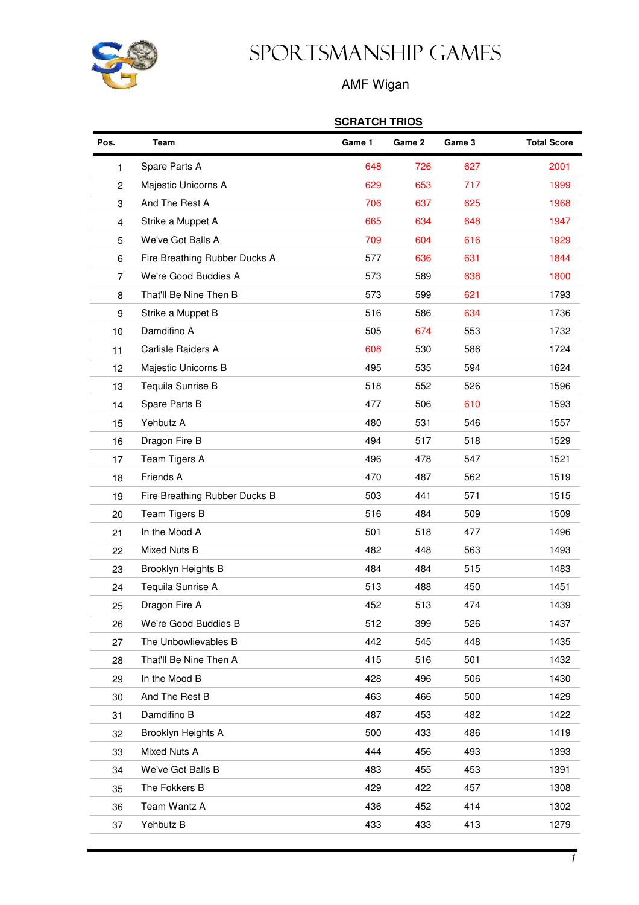# SPORTSMANSHIP GAMES

AMF Wigan

**SCRATCH TRIOS**

| Pos. | Team | Game 1 | Game 2 | Game 3 | Total Score |
|---|---|---|---|---|---|
| 1 | Spare Parts A | 648 | 726 | 627 | 2001 |
| 2 | Majestic Unicorns A | 629 | 653 | 717 | 1999 |
| 3 | And The Rest A | 706 | 637 | 625 | 1968 |
| 4 | Strike a Muppet A | 665 | 634 | 648 | 1947 |
| 5 | We've Got Balls A | 709 | 604 | 616 | 1929 |
| 6 | Fire Breathing Rubber Ducks A | 577 | 636 | 631 | 1844 |
| 7 | We're Good Buddies A | 573 | 589 | 638 | 1800 |
| 8 | That'll Be Nine Then B | 573 | 599 | 621 | 1793 |
| 9 | Strike a Muppet B | 516 | 586 | 634 | 1736 |
| 10 | Damdifino A | 505 | 674 | 553 | 1732 |
| 11 | Carlisle Raiders A | 608 | 530 | 586 | 1724 |
| 12 | Majestic Unicorns B | 495 | 535 | 594 | 1624 |
| 13 | Tequila Sunrise B | 518 | 552 | 526 | 1596 |
| 14 | Spare Parts B | 477 | 506 | 610 | 1593 |
| 15 | Yehbutz A | 480 | 531 | 546 | 1557 |
| 16 | Dragon Fire B | 494 | 517 | 518 | 1529 |
| 17 | Team Tigers A | 496 | 478 | 547 | 1521 |
| 18 | Friends A | 470 | 487 | 562 | 1519 |
| 19 | Fire Breathing Rubber Ducks B | 503 | 441 | 571 | 1515 |
| 20 | Team Tigers B | 516 | 484 | 509 | 1509 |
| 21 | In the Mood A | 501 | 518 | 477 | 1496 |
| 22 | Mixed Nuts B | 482 | 448 | 563 | 1493 |
| 23 | Brooklyn Heights B | 484 | 484 | 515 | 1483 |
| 24 | Tequila Sunrise A | 513 | 488 | 450 | 1451 |
| 25 | Dragon Fire A | 452 | 513 | 474 | 1439 |
| 26 | We're Good Buddies B | 512 | 399 | 526 | 1437 |
| 27 | The Unbowlievables B | 442 | 545 | 448 | 1435 |
| 28 | That'll Be Nine Then A | 415 | 516 | 501 | 1432 |
| 29 | In the Mood B | 428 | 496 | 506 | 1430 |
| 30 | And The Rest B | 463 | 466 | 500 | 1429 |
| 31 | Damdifino B | 487 | 453 | 482 | 1422 |
| 32 | Brooklyn Heights A | 500 | 433 | 486 | 1419 |
| 33 | Mixed Nuts A | 444 | 456 | 493 | 1393 |
| 34 | We've Got Balls B | 483 | 455 | 453 | 1391 |
| 35 | The Fokkers B | 429 | 422 | 457 | 1308 |
| 36 | Team Wantz A | 436 | 452 | 414 | 1302 |
| 37 | Yehbutz B | 433 | 433 | 413 | 1279 |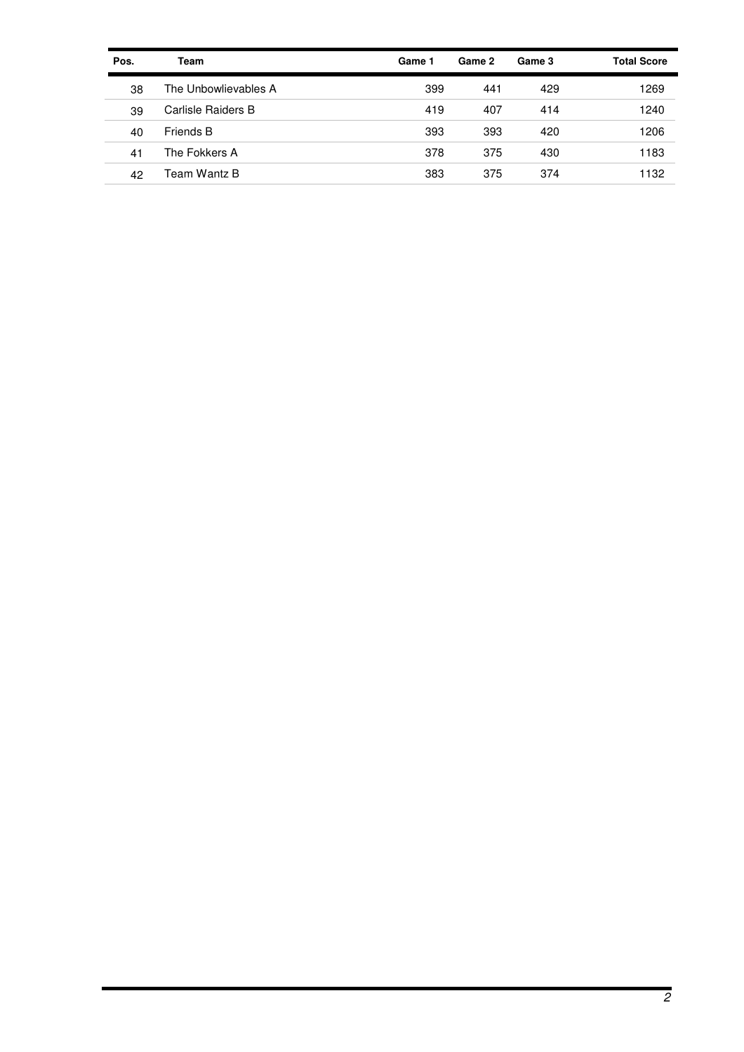| Pos. | Team | Game 1 | Game 2 | Game 3 | Total Score |
|---|---|---|---|---|---|
| 38 | The Unbowlievables A | 399 | 441 | 429 | 1269 |
| 39 | Carlisle Raiders B | 419 | 407 | 414 | 1240 |
| 40 | Friends B | 393 | 393 | 420 | 1206 |
| 41 | The Fokkers A | 378 | 375 | 430 | 1183 |
| 42 | Team Wantz B | 383 | 375 | 374 | 1132 |